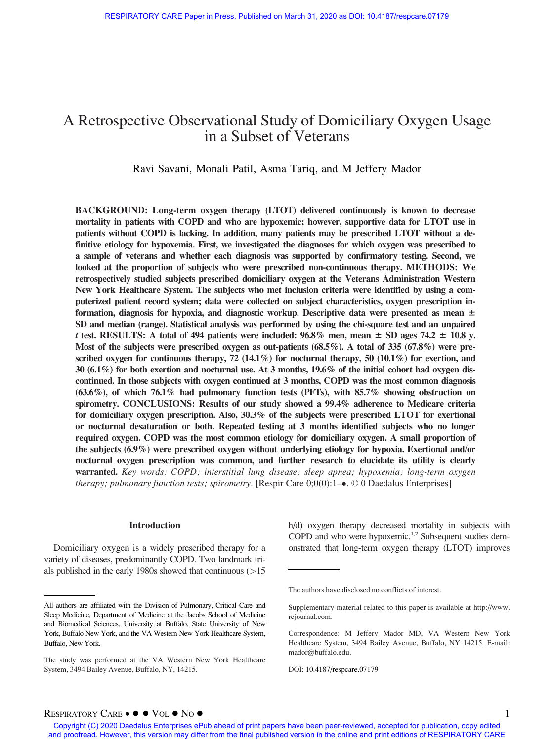# A Retrospective Observational Study of Domiciliary Oxygen Usage in a Subset of Veterans

Ravi Savani, Monali Patil, Asma Tariq, and M Jeffery Mador

**BACKGROUND: Long-term oxygen therapy (LTOT) delivered continuously is known to decrease mortality in patients with COPD and who are hypoxemic; however, supportive data for LTOT use in patients without COPD is lacking. In addition, many patients may be prescribed LTOT without a definitive etiology for hypoxemia. First, we investigated the diagnoses for which oxygen was prescribed to a sample of veterans and whether each diagnosis was supported by confirmatory testing. Second, we looked at the proportion of subjects who were prescribed non-continuous therapy. METHODS: We retrospectively studied subjects prescribed domiciliary oxygen at the Veterans Administration Western New York Healthcare System. The subjects who met inclusion criteria were identified by using a computerized patient record system; data were collected on subject characteristics, oxygen prescription information, diagnosis for hypoxia, and diagnostic workup. Descriptive data were presented as mean ± SD and median (range). Statistical analysis was performed by using the chi-square test and an unpaired *t* test. RESULTS: A total of 494 patients were included: 96.8% men, mean ± SD ages 74.2 ± 10.8 y. Most of the subjects were prescribed oxygen as out-patients (68.5%). A total of 335 (67.8%) were prescribed oxygen for continuous therapy, 72 (14.1%) for nocturnal therapy, 50 (10.1%) for exertion, and 30 (6.1%) for both exertion and nocturnal use. At 3 months, 19.6% of the initial cohort had oxygen discontinued. In those subjects with oxygen continued at 3 months, COPD was the most common diagnosis (63.6%), of which 76.1% had pulmonary function tests (PFTs), with 85.7% showing obstruction on spirometry. CONCLUSIONS: Results of our study showed a 99.4% adherence to Medicare criteria for domiciliary oxygen prescription. Also, 30.3% of the subjects were prescribed LTOT for exertional or nocturnal desaturation or both. Repeated testing at 3 months identified subjects who no longer required oxygen. COPD was the most common etiology for domiciliary oxygen. A small proportion of the subjects (6.9%) were prescribed oxygen without underlying etiology for hypoxia. Exertional and/or nocturnal oxygen prescription was common, and further research to elucidate its utility is clearly warranted.** *Key words: COPD; interstitial lung disease; sleep apnea; hypoxemia; long-term oxygen therapy; pulmonary function tests; spirometry.* [Respir Care 0;0(0):1–●. © 0 Daedalus Enterprises]

## Introduction

Domiciliary oxygen is a widely prescribed therapy for a variety of diseases, predominantly COPD. Two landmark trials published in the early 1980s showed that continuous (>15 h/d) oxygen therapy decreased mortality in subjects with COPD and who were hypoxemic.[1,2] Subsequent studies demonstrated that long-term oxygen therapy (LTOT) improves

---

All authors are affiliated with the Division of Pulmonary, Critical Care and Sleep Medicine, Department of Medicine at the Jacobs School of Medicine and Biomedical Sciences, University at Buffalo, State University of New York, Buffalo New York, and the VA Western New York Healthcare System, Buffalo, New York.

The study was performed at the VA Western New York Healthcare System, 3494 Bailey Avenue, Buffalo, NY, 14215.

The authors have disclosed no conflicts of interest.

Supplementary material related to this paper is available at http://www.rcjournal.com.

Correspondence: M Jeffery Mador MD, VA Western New York Healthcare System, 3494 Bailey Avenue, Buffalo, NY 14215. E-mail: mador@buffalo.edu.

DOI: 10.4187/respcare.07179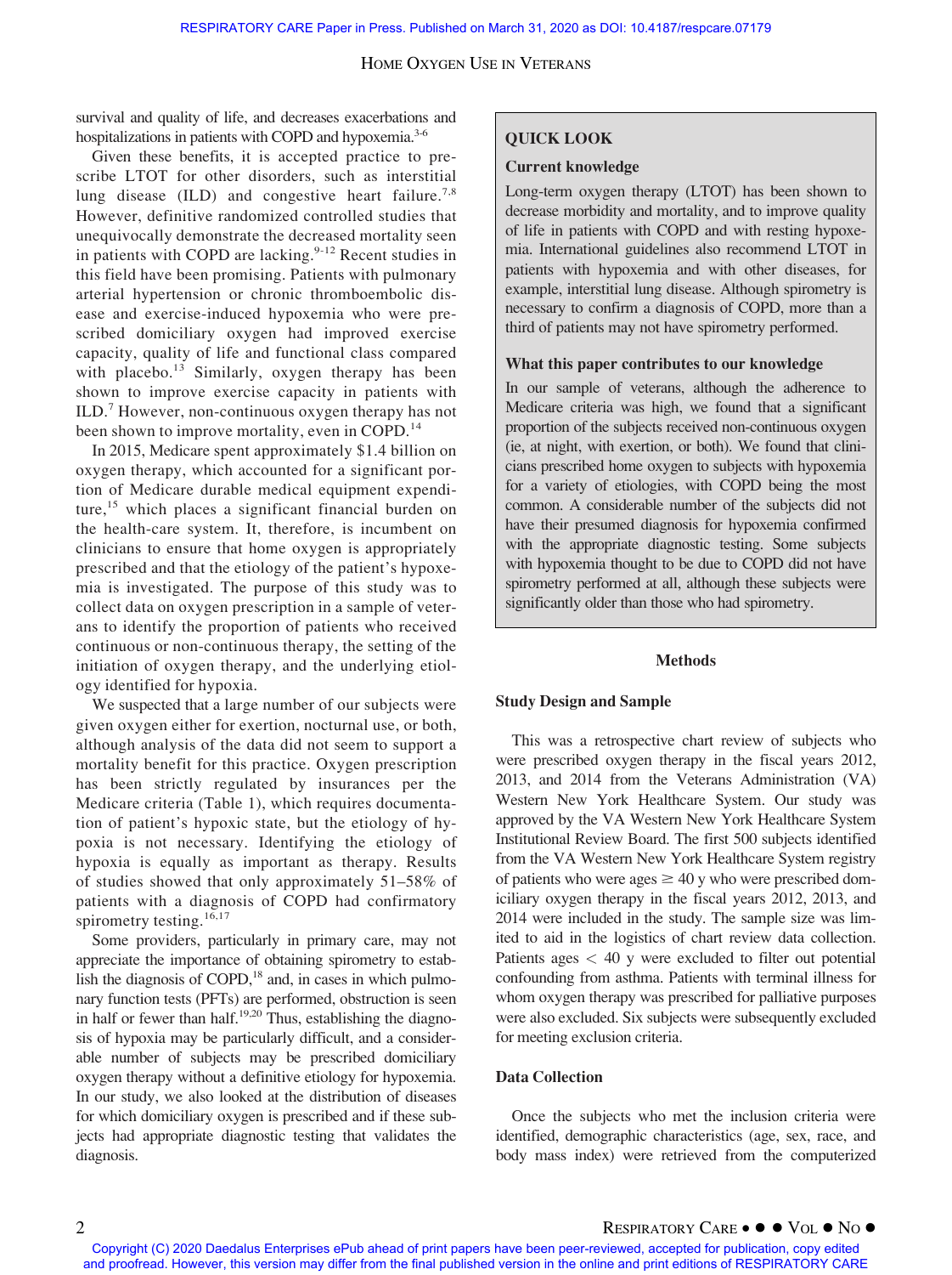survival and quality of life, and decreases exacerbations and hospitalizations in patients with COPD and hypoxemia.[3-6]

Given these benefits, it is accepted practice to prescribe LTOT for other disorders, such as interstitial lung disease (ILD) and congestive heart failure.[7,8] However, definitive randomized controlled studies that unequivocally demonstrate the decreased mortality seen in patients with COPD are lacking.[9-12] Recent studies in this field have been promising. Patients with pulmonary arterial hypertension or chronic thromboembolic disease and exercise-induced hypoxemia who were prescribed domiciliary oxygen had improved exercise capacity, quality of life and functional class compared with placebo.[13] Similarly, oxygen therapy has been shown to improve exercise capacity in patients with ILD.[7] However, non-continuous oxygen therapy has not been shown to improve mortality, even in COPD.[14]

In 2015, Medicare spent approximately $1.4 billion on oxygen therapy, which accounted for a significant portion of Medicare durable medical equipment expenditure,[15] which places a significant financial burden on the health-care system. It, therefore, is incumbent on clinicians to ensure that home oxygen is appropriately prescribed and that the etiology of the patient's hypoxemia is investigated. The purpose of this study was to collect data on oxygen prescription in a sample of veterans to identify the proportion of patients who received continuous or non-continuous therapy, the setting of the initiation of oxygen therapy, and the underlying etiology identified for hypoxia.

We suspected that a large number of our subjects were given oxygen either for exertion, nocturnal use, or both, although analysis of the data did not seem to support a mortality benefit for this practice. Oxygen prescription has been strictly regulated by insurances per the Medicare criteria (Table 1), which requires documentation of patient's hypoxic state, but the etiology of hypoxia is not necessary. Identifying the etiology of hypoxia is equally as important as therapy. Results of studies showed that only approximately 51–58% of patients with a diagnosis of COPD had confirmatory spirometry testing.[16,17]

Some providers, particularly in primary care, may not appreciate the importance of obtaining spirometry to establish the diagnosis of COPD,[18] and, in cases in which pulmonary function tests (PFTs) are performed, obstruction is seen in half or fewer than half.[19,20] Thus, establishing the diagnosis of hypoxia may be particularly difficult, and a considerable number of subjects may be prescribed domiciliary oxygen therapy without a definitive etiology for hypoxemia. In our study, we also looked at the distribution of diseases for which domiciliary oxygen is prescribed and if these subjects had appropriate diagnostic testing that validates the diagnosis.

> **QUICK LOOK**
>
> **Current knowledge**
>
> Long-term oxygen therapy (LTOT) has been shown to decrease morbidity and mortality, and to improve quality of life in patients with COPD and with resting hypoxemia. International guidelines also recommend LTOT in patients with hypoxemia and with other diseases, for example, interstitial lung disease. Although spirometry is necessary to confirm a diagnosis of COPD, more than a third of patients may not have spirometry performed.
>
> **What this paper contributes to our knowledge**
>
> In our sample of veterans, although the adherence to Medicare criteria was high, we found that a significant proportion of the subjects received non-continuous oxygen (ie, at night, with exertion, or both). We found that clinicians prescribed home oxygen to subjects with hypoxemia for a variety of etiologies, with COPD being the most common. A considerable number of the subjects did not have their presumed diagnosis for hypoxemia confirmed with the appropriate diagnostic testing. Some subjects with hypoxemia thought to be due to COPD did not have spirometry performed at all, although these subjects were significantly older than those who had spirometry.

## Methods

### Study Design and Sample

This was a retrospective chart review of subjects who were prescribed oxygen therapy in the fiscal years 2012, 2013, and 2014 from the Veterans Administration (VA) Western New York Healthcare System. Our study was approved by the VA Western New York Healthcare System Institutional Review Board. The first 500 subjects identified from the VA Western New York Healthcare System registry of patients who were ages ≥ 40 y who were prescribed domiciliary oxygen therapy in the fiscal years 2012, 2013, and 2014 were included in the study. The sample size was limited to aid in the logistics of chart review data collection. Patients ages < 40 y were excluded to filter out potential confounding from asthma. Patients with terminal illness for whom oxygen therapy was prescribed for palliative purposes were also excluded. Six subjects were subsequently excluded for meeting exclusion criteria.

### Data Collection

Once the subjects who met the inclusion criteria were identified, demographic characteristics (age, sex, race, and body mass index) were retrieved from the computerized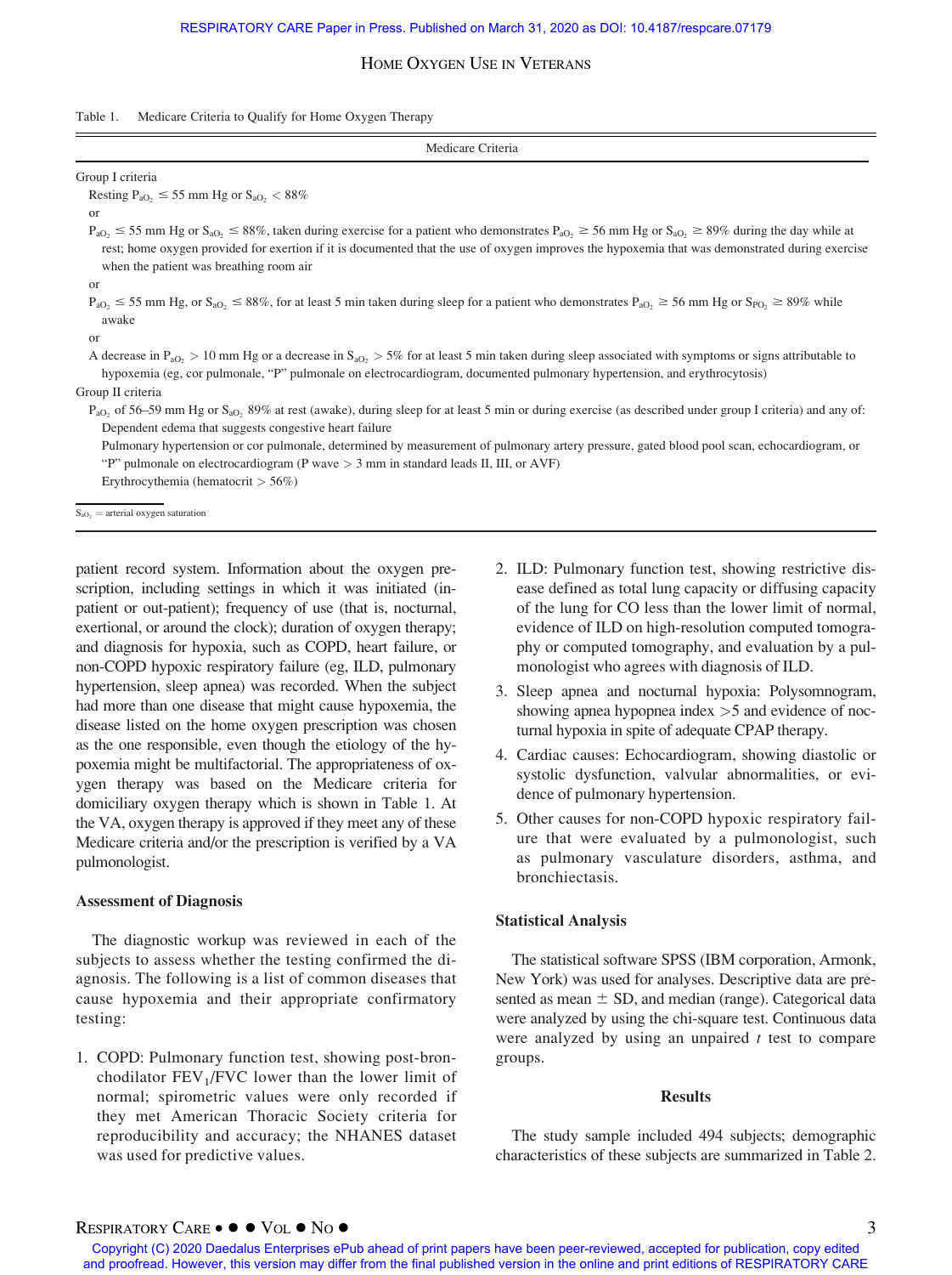Table 1. Medicare Criteria to Qualify for Home Oxygen Therapy

| Medicare Criteria |
|---|
| Group I criteria |
| Resting $P_{aO_2} \leq 55$ mm Hg or $S_{aO_2} < 88\%$ |
| or |
| $P_{aO_2} \leq 55$ mm Hg or $S_{aO_2} \leq 88\%$, taken during exercise for a patient who demonstrates $P_{aO_2} \geq 56$ mm Hg or $S_{aO_2} \geq 89\%$ during the day while at rest; home oxygen provided for exertion if it is documented that the use of oxygen improves the hypoxemia that was demonstrated during exercise when the patient was breathing room air |
| or |
| $P_{aO_2} \leq 55$ mm Hg, or $S_{aO_2} \leq 88\%$, for at least 5 min taken during sleep for a patient who demonstrates $P_{aO_2} \geq 56$ mm Hg or $S_{pO_2} \geq 89\%$ while awake |
| or |
| A decrease in $P_{aO_2} > 10$ mm Hg or a decrease in $S_{aO_2} > 5\%$ for at least 5 min taken during sleep associated with symptoms or signs attributable to hypoxemia (eg, cor pulmonale, "P" pulmonale on electrocardiogram, documented pulmonary hypertension, and erythrocytosis) |
| Group II criteria |
| $P_{aO_2}$ of 56–59 mm Hg or $S_{aO_2}$ 89% at rest (awake), during sleep for at least 5 min or during exercise (as described under group I criteria) and any of: |
| Dependent edema that suggests congestive heart failure |
| Pulmonary hypertension or cor pulmonale, determined by measurement of pulmonary artery pressure, gated blood pool scan, echocardiogram, or "P" pulmonale on electrocardiogram (P wave > 3 mm in standard leads II, III, or AVF) |
| Erythrocythemia (hematocrit > 56%) |

$S_{aO_2}$ = arterial oxygen saturation

patient record system. Information about the oxygen prescription, including settings in which it was initiated (inpatient or out-patient); frequency of use (that is, nocturnal, exertional, or around the clock); duration of oxygen therapy; and diagnosis for hypoxia, such as COPD, heart failure, or non-COPD hypoxic respiratory failure (eg, ILD, pulmonary hypertension, sleep apnea) was recorded. When the subject had more than one disease that might cause hypoxemia, the disease listed on the home oxygen prescription was chosen as the one responsible, even though the etiology of the hypoxemia might be multifactorial. The appropriateness of oxygen therapy was based on the Medicare criteria for domiciliary oxygen therapy which is shown in Table 1. At the VA, oxygen therapy is approved if they meet any of these Medicare criteria and/or the prescription is verified by a VA pulmonologist.

### Assessment of Diagnosis

The diagnostic workup was reviewed in each of the subjects to assess whether the testing confirmed the diagnosis. The following is a list of common diseases that cause hypoxemia and their appropriate confirmatory testing:

1. COPD: Pulmonary function test, showing post-bronchodilator $FEV_1/FVC$ lower than the lower limit of normal; spirometric values were only recorded if they met American Thoracic Society criteria for reproducibility and accuracy; the NHANES dataset was used for predictive values.
2. ILD: Pulmonary function test, showing restrictive disease defined as total lung capacity or diffusing capacity of the lung for CO less than the lower limit of normal, evidence of ILD on high-resolution computed tomography or computed tomography, and evaluation by a pulmonologist who agrees with diagnosis of ILD.
3. Sleep apnea and nocturnal hypoxia: Polysomnogram, showing apnea hypopnea index >5 and evidence of nocturnal hypoxia in spite of adequate CPAP therapy.
4. Cardiac causes: Echocardiogram, showing diastolic or systolic dysfunction, valvular abnormalities, or evidence of pulmonary hypertension.
5. Other causes for non-COPD hypoxic respiratory failure that were evaluated by a pulmonologist, such as pulmonary vasculature disorders, asthma, and bronchiectasis.

### Statistical Analysis

The statistical software SPSS (IBM corporation, Armonk, New York) was used for analyses. Descriptive data are presented as mean ± SD, and median (range). Categorical data were analyzed by using the chi-square test. Continuous data were analyzed by using an unpaired *t* test to compare groups.

## Results

The study sample included 494 subjects; demographic characteristics of these subjects are summarized in Table 2.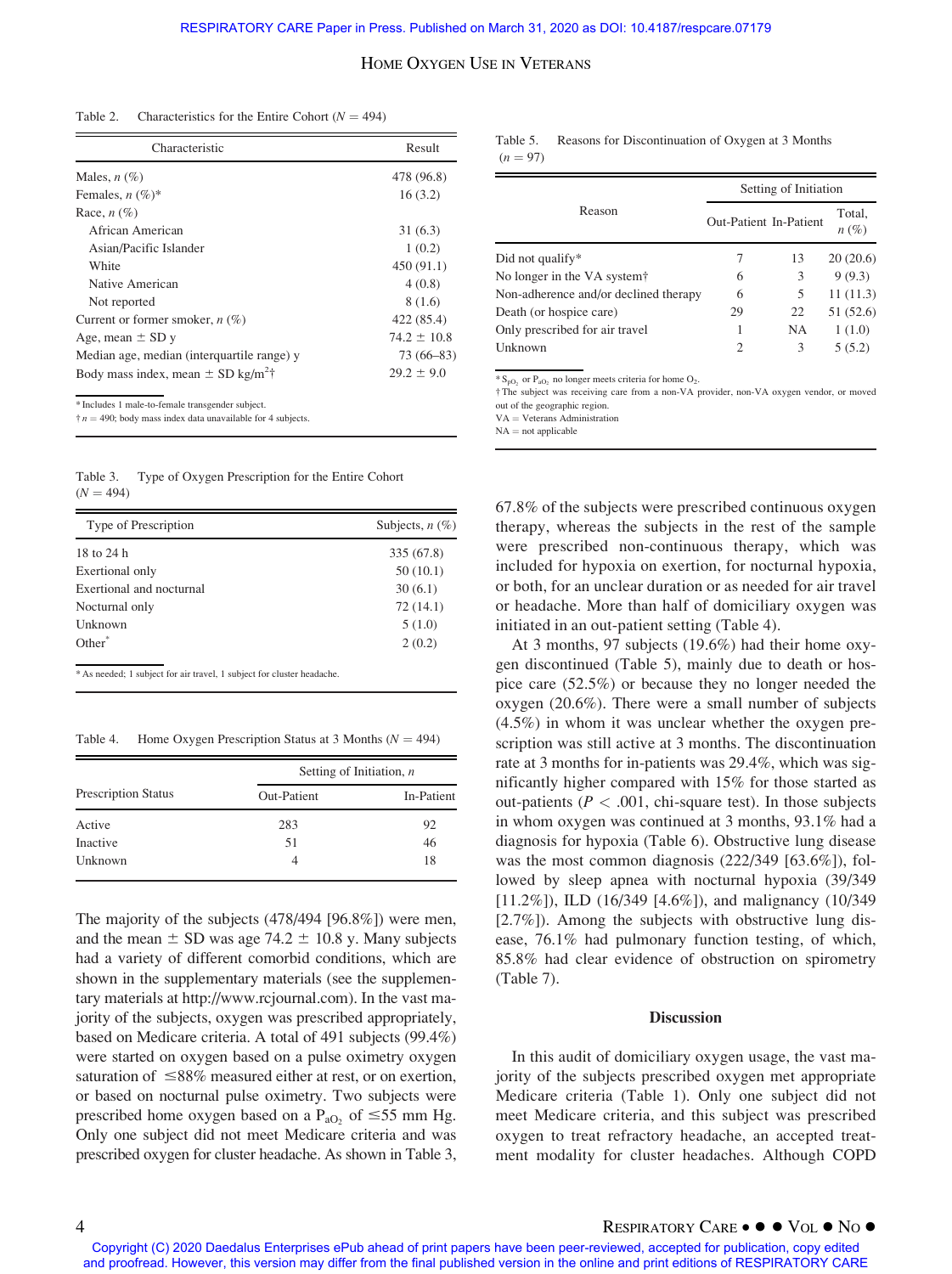Table 2. Characteristics for the Entire Cohort ($N = 494$)

| Characteristic | Result |
|---|---|
| Males, *n* (%) | 478 (96.8) |
| Females, *n* (%)* | 16 (3.2) |
| Race, *n* (%) | |
| African American | 31 (6.3) |
| Asian/Pacific Islander | 1 (0.2) |
| White | 450 (91.1) |
| Native American | 4 (0.8) |
| Not reported | 8 (1.6) |
| Current or former smoker, *n* (%) | 422 (85.4) |
| Age, mean ± SD y | 74.2 ± 10.8 |
| Median age, median (interquartile range) y | 73 (66–83) |
| Body mass index, mean ± SD kg/m$^2$† | 29.2 ± 9.0 |

\* Includes 1 male-to-female transgender subject.
† $n = 490$; body mass index data unavailable for 4 subjects.

Table 3. Type of Oxygen Prescription for the Entire Cohort ($N = 494$)

| Type of Prescription | Subjects, *n* (%) |
|---|---|
| 18 to 24 h | 335 (67.8) |
| Exertional only | 50 (10.1) |
| Exertional and nocturnal | 30 (6.1) |
| Nocturnal only | 72 (14.1) |
| Unknown | 5 (1.0) |
| Other* | 2 (0.2) |

\* As needed; 1 subject for air travel, 1 subject for cluster headache.

Table 4. Home Oxygen Prescription Status at 3 Months ($N = 494$)

| Prescription Status | Setting of Initiation, *n* | |
|---|---|---|
| | Out-Patient | In-Patient |
| Active | 283 | 92 |
| Inactive | 51 | 46 |
| Unknown | 4 | 18 |

The majority of the subjects (478/494 [96.8%]) were men, and the mean ± SD was age 74.2 ± 10.8 y. Many subjects had a variety of different comorbid conditions, which are shown in the supplementary materials (see the supplementary materials at http://www.rcjournal.com). In the vast majority of the subjects, oxygen was prescribed appropriately, based on Medicare criteria. A total of 491 subjects (99.4%) were started on oxygen based on a pulse oximetry oxygen saturation of ≤88% measured either at rest, or on exertion, or based on nocturnal pulse oximetry. Two subjects were prescribed home oxygen based on a $P_{aO_2}$ of ≤55 mm Hg. Only one subject did not meet Medicare criteria and was prescribed oxygen for cluster headache. As shown in Table 3, 67.8% of the subjects were prescribed continuous oxygen therapy, whereas the subjects in the rest of the sample were prescribed non-continuous therapy, which was included for hypoxia on exertion, for nocturnal hypoxia, or both, for an unclear duration or as needed for air travel or headache. More than half of domiciliary oxygen was initiated in an out-patient setting (Table 4).

Table 5. Reasons for Discontinuation of Oxygen at 3 Months ($n = 97$)

| Reason | Setting of Initiation | | |
|---|---|---|---|
| | Out-Patient | In-Patient | Total, *n* (%) |
| Did not qualify* | 7 | 13 | 20 (20.6) |
| No longer in the VA system† | 6 | 3 | 9 (9.3) |
| Non-adherence and/or declined therapy | 6 | 5 | 11 (11.3) |
| Death (or hospice care) | 29 | 22 | 51 (52.6) |
| Only prescribed for air travel | 1 | NA | 1 (1.0) |
| Unknown | 2 | 3 | 5 (5.2) |

\* $S_{pO_2}$ or $P_{aO_2}$ no longer meets criteria for home $O_2$.
† The subject was receiving care from a non-VA provider, non-VA oxygen vendor, or moved out of the geographic region.
VA = Veterans Administration
NA = not applicable

At 3 months, 97 subjects (19.6%) had their home oxygen discontinued (Table 5), mainly due to death or hospice care (52.5%) or because they no longer needed the oxygen (20.6%). There were a small number of subjects (4.5%) in whom it was unclear whether the oxygen prescription was still active at 3 months. The discontinuation rate at 3 months for in-patients was 29.4%, which was significantly higher compared with 15% for those started as out-patients ($P < .001$, chi-square test). In those subjects in whom oxygen was continued at 3 months, 93.1% had a diagnosis for hypoxia (Table 6). Obstructive lung disease was the most common diagnosis (222/349 [63.6%]), followed by sleep apnea with nocturnal hypoxia (39/349 [11.2%]), ILD (16/349 [4.6%]), and malignancy (10/349 [2.7%]). Among the subjects with obstructive lung disease, 76.1% had pulmonary function testing, of which, 85.8% had clear evidence of obstruction on spirometry (Table 7).

## Discussion

In this audit of domiciliary oxygen usage, the vast majority of the subjects prescribed oxygen met appropriate Medicare criteria (Table 1). Only one subject did not meet Medicare criteria, and this subject was prescribed oxygen to treat refractory headache, an accepted treatment modality for cluster headaches. Although COPD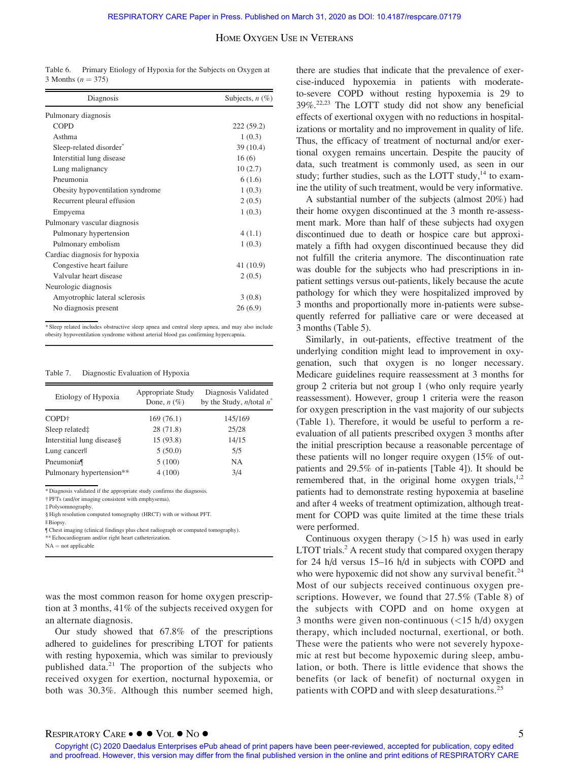Table 6. Primary Etiology of Hypoxia for the Subjects on Oxygen at 3 Months ($n = 375$)

| Diagnosis | Subjects, n (%) |
|---|---|
| Pulmonary diagnosis | |
| COPD | 222 (59.2) |
| Asthma | 1 (0.3) |
| Sleep-related disorder* | 39 (10.4) |
| Interstitial lung disease | 16 (6) |
| Lung malignancy | 10 (2.7) |
| Pneumonia | 6 (1.6) |
| Obesity hypoventilation syndrome | 1 (0.3) |
| Recurrent pleural effusion | 2 (0.5) |
| Empyema | 1 (0.3) |
| Pulmonary vascular diagnosis | |
| Pulmonary hypertension | 4 (1.1) |
| Pulmonary embolism | 1 (0.3) |
| Cardiac diagnosis for hypoxia | |
| Congestive heart failure | 41 (10.9) |
| Valvular heart disease | 2 (0.5) |
| Neurologic diagnosis | |
| Amyotrophic lateral sclerosis | 3 (0.8) |
| No diagnosis present | 26 (6.9) |

\* Sleep related includes obstructive sleep apnea and central sleep apnea, and may also include obesity hypoventilation syndrome without arterial blood gas confirming hypercapnia.

Table 7. Diagnostic Evaluation of Hypoxia

| Etiology of Hypoxia | Appropriate Study Done, n (%) | Diagnosis Validated by the Study, n/total n* |
|---|---|---|
| COPD† | 169 (76.1) | 145/169 |
| Sleep related‡ | 28 (71.8) | 25/28 |
| Interstitial lung disease§ | 15 (93.8) | 14/15 |
| Lung cancer‖ | 5 (50.0) | 5/5 |
| Pneumonia¶ | 5 (100) | NA |
| Pulmonary hypertension** | 4 (100) | 3/4 |

\* Diagnosis validated if the appropriate study confirms the diagnosis.
† PFTs (and/or imaging consistent with emphysema).
‡ Polysomnography.
§ High resolution computed tomography (HRCT) with or without PFT.
‖ Biopsy.
¶ Chest imaging (clinical findings plus chest radiograph or computed tomography).
** Echocardiogram and/or right heart catheterization.
NA = not applicable

was the most common reason for home oxygen prescription at 3 months, 41% of the subjects received oxygen for an alternate diagnosis.

Our study showed that 67.8% of the prescriptions adhered to guidelines for prescribing LTOT for patients with resting hypoxemia, which was similar to previously published data.[21] The proportion of the subjects who received oxygen for exertion, nocturnal hypoxemia, or both was 30.3%. Although this number seemed high, there are studies that indicate that the prevalence of exercise-induced hypoxemia in patients with moderate-to-severe COPD without resting hypoxemia is 29 to 39%.[22,23] The LOTT study did not show any beneficial effects of exertional oxygen with no reductions in hospitalizations or mortality and no improvement in quality of life. Thus, the efficacy of treatment of nocturnal and/or exertional oxygen remains uncertain. Despite the paucity of data, such treatment is commonly used, as seen in our study; further studies, such as the LOTT study,[14] to examine the utility of such treatment, would be very informative.

A substantial number of the subjects (almost 20%) had their home oxygen discontinued at the 3 month re-assessment mark. More than half of these subjects had oxygen discontinued due to death or hospice care but approximately a fifth had oxygen discontinued because they did not fulfill the criteria anymore. The discontinuation rate was double for the subjects who had prescriptions in in-patient settings versus out-patients, likely because the acute pathology for which they were hospitalized improved by 3 months and proportionally more in-patients were subsequently referred for palliative care or were deceased at 3 months (Table 5).

Similarly, in out-patients, effective treatment of the underlying condition might lead to improvement in oxygenation, such that oxygen is no longer necessary. Medicare guidelines require reassessment at 3 months for group 2 criteria but not group 1 (who only require yearly reassessment). However, group 1 criteria were the reason for oxygen prescription in the vast majority of our subjects (Table 1). Therefore, it would be useful to perform a re-evaluation of all patients prescribed oxygen 3 months after the initial prescription because a reasonable percentage of these patients will no longer require oxygen (15% of out-patients and 29.5% of in-patients [Table 4]). It should be remembered that, in the original home oxygen trials,[1,2] patients had to demonstrate resting hypoxemia at baseline and after 4 weeks of treatment optimization, although treatment for COPD was quite limited at the time these trials were performed.

Continuous oxygen therapy (>15 h) was used in early LTOT trials.[2] A recent study that compared oxygen therapy for 24 h/d versus 15–16 h/d in subjects with COPD and who were hypoxemic did not show any survival benefit.[24] Most of our subjects received continuous oxygen prescriptions. However, we found that 27.5% (Table 8) of the subjects with COPD and on home oxygen at 3 months were given non-continuous (<15 h/d) oxygen therapy, which included nocturnal, exertional, or both. These were the patients who were not severely hypoxemic at rest but become hypoxemic during sleep, ambulation, or both. There is little evidence that shows the benefits (or lack of benefit) of nocturnal oxygen in patients with COPD and with sleep desaturations.[25]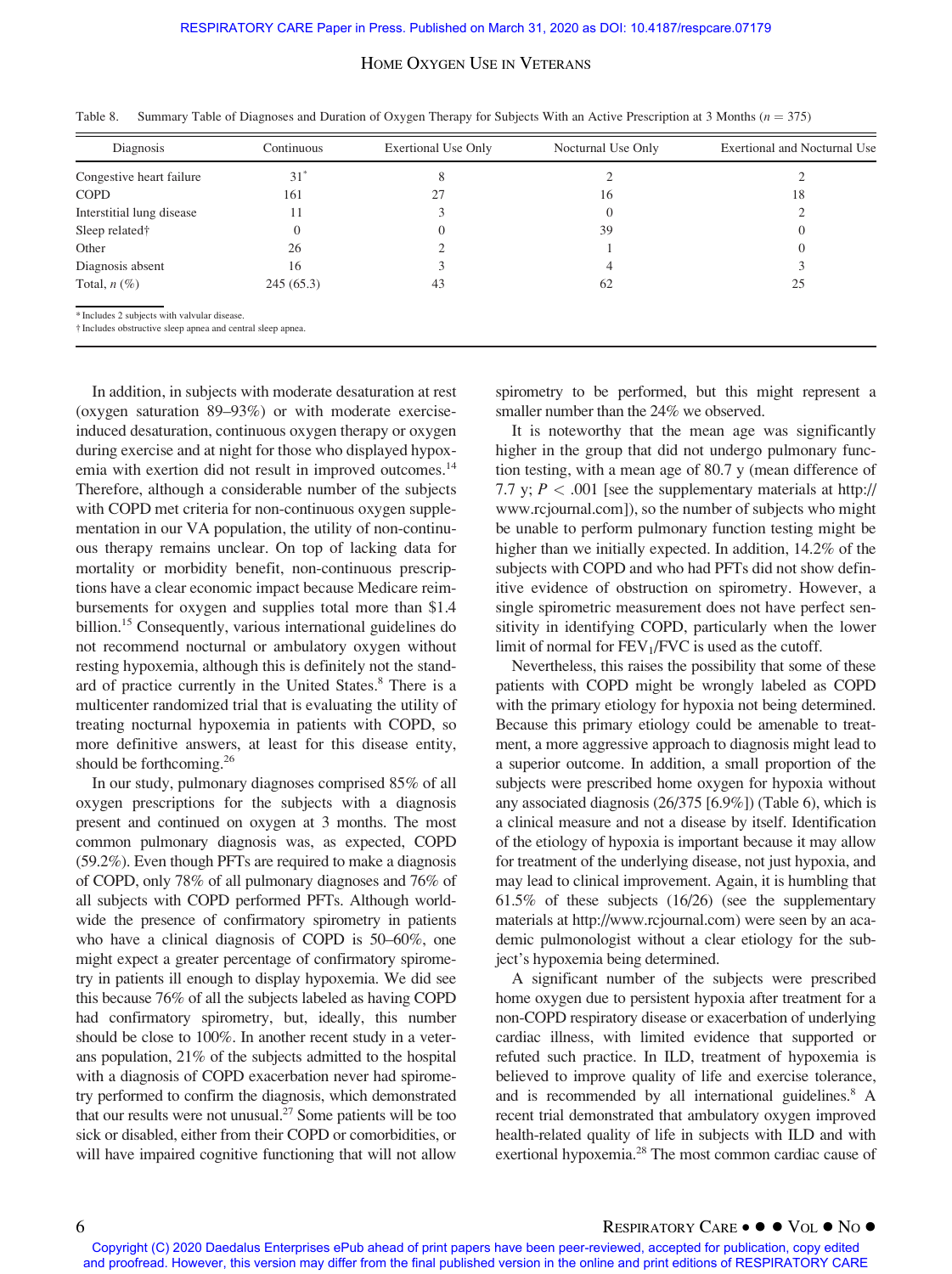Table 8. Summary Table of Diagnoses and Duration of Oxygen Therapy for Subjects With an Active Prescription at 3 Months ($n = 375$)

| Diagnosis | Continuous | Exertional Use Only | Nocturnal Use Only | Exertional and Nocturnal Use |
|---|---|---|---|---|
| Congestive heart failure | 31* | 8 | 2 | 2 |
| COPD | 161 | 27 | 16 | 18 |
| Interstitial lung disease | 11 | 3 | 0 | 2 |
| Sleep related† | 0 | 0 | 39 | 0 |
| Other | 26 | 2 | 1 | 0 |
| Diagnosis absent | 16 | 3 | 4 | 3 |
| Total, n (%) | 245 (65.3) | 43 | 62 | 25 |

\* Includes 2 subjects with valvular disease.
† Includes obstructive sleep apnea and central sleep apnea.

In addition, in subjects with moderate desaturation at rest (oxygen saturation 89–93%) or with moderate exercise-induced desaturation, continuous oxygen therapy or oxygen during exercise and at night for those who displayed hypoxemia with exertion did not result in improved outcomes.[14] Therefore, although a considerable number of the subjects with COPD met criteria for non-continuous oxygen supplementation in our VA population, the utility of non-continuous therapy remains unclear. On top of lacking data for mortality or morbidity benefit, non-continuous prescriptions have a clear economic impact because Medicare reimbursements for oxygen and supplies total more than $1.4 billion.[15] Consequently, various international guidelines do not recommend nocturnal or ambulatory oxygen without resting hypoxemia, although this is definitely not the standard of practice currently in the United States.[8] There is a multicenter randomized trial that is evaluating the utility of treating nocturnal hypoxemia in patients with COPD, so more definitive answers, at least for this disease entity, should be forthcoming.[26]

In our study, pulmonary diagnoses comprised 85% of all oxygen prescriptions for the subjects with a diagnosis present and continued on oxygen at 3 months. The most common pulmonary diagnosis was, as expected, COPD (59.2%). Even though PFTs are required to make a diagnosis of COPD, only 78% of all pulmonary diagnoses and 76% of all subjects with COPD performed PFTs. Although worldwide the presence of confirmatory spirometry in patients who have a clinical diagnosis of COPD is 50–60%, one might expect a greater percentage of confirmatory spirometry in patients ill enough to display hypoxemia. We did see this because 76% of all the subjects labeled as having COPD had confirmatory spirometry, but, ideally, this number should be close to 100%. In another recent study in a veterans population, 21% of the subjects admitted to the hospital with a diagnosis of COPD exacerbation never had spirometry performed to confirm the diagnosis, which demonstrated that our results were not unusual.[27] Some patients will be too sick or disabled, either from their COPD or comorbidities, or will have impaired cognitive functioning that will not allow spirometry to be performed, but this might represent a smaller number than the 24% we observed.

It is noteworthy that the mean age was significantly higher in the group that did not undergo pulmonary function testing, with a mean age of 80.7 y (mean difference of 7.7 y; $P < .001$ [see the supplementary materials at http://www.rcjournal.com]), so the number of subjects who might be unable to perform pulmonary function testing might be higher than we initially expected. In addition, 14.2% of the subjects with COPD and who had PFTs did not show definitive evidence of obstruction on spirometry. However, a single spirometric measurement does not have perfect sensitivity in identifying COPD, particularly when the lower limit of normal for $FEV_1/FVC$ is used as the cutoff.

Nevertheless, this raises the possibility that some of these patients with COPD might be wrongly labeled as COPD with the primary etiology for hypoxia not being determined. Because this primary etiology could be amenable to treatment, a more aggressive approach to diagnosis might lead to a superior outcome. In addition, a small proportion of the subjects were prescribed home oxygen for hypoxia without any associated diagnosis (26/375 [6.9%]) (Table 6), which is a clinical measure and not a disease by itself. Identification of the etiology of hypoxia is important because it may allow for treatment of the underlying disease, not just hypoxia, and may lead to clinical improvement. Again, it is humbling that 61.5% of these subjects (16/26) (see the supplementary materials at http://www.rcjournal.com) were seen by an academic pulmonologist without a clear etiology for the subject's hypoxemia being determined.

A significant number of the subjects were prescribed home oxygen due to persistent hypoxia after treatment for a non-COPD respiratory disease or exacerbation of underlying cardiac illness, with limited evidence that supported or refuted such practice. In ILD, treatment of hypoxemia is believed to improve quality of life and exercise tolerance, and is recommended by all international guidelines.[8] A recent trial demonstrated that ambulatory oxygen improved health-related quality of life in subjects with ILD and with exertional hypoxemia.[28] The most common cardiac cause of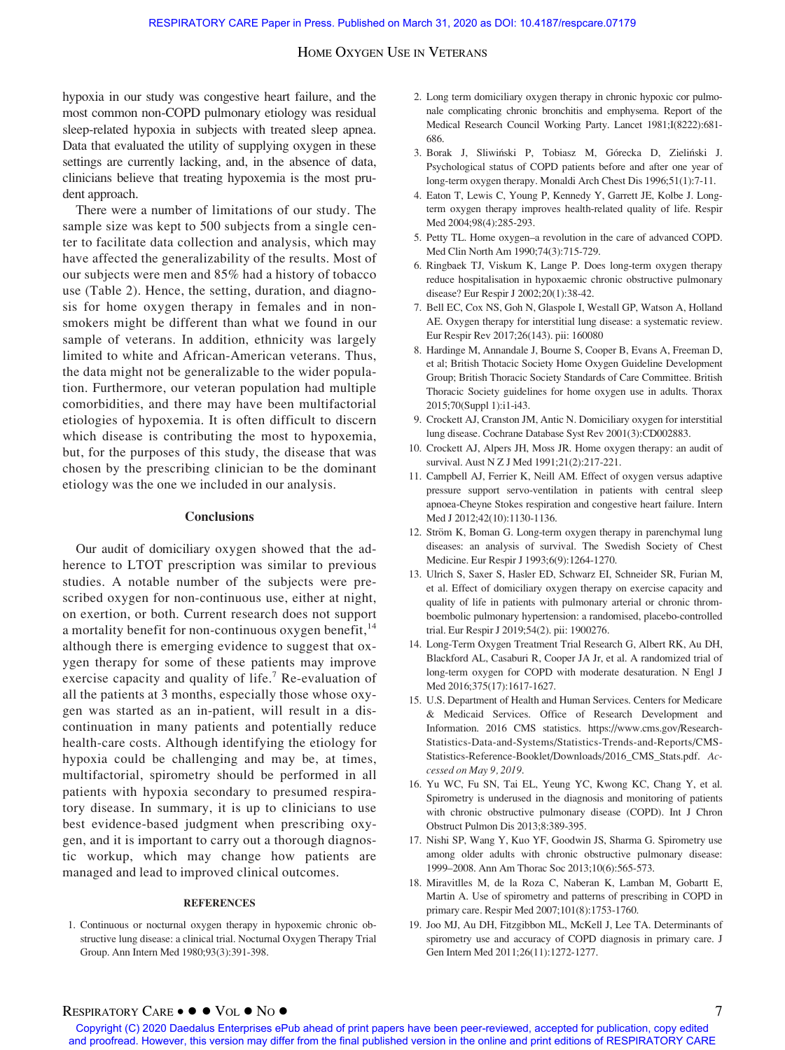hypoxia in our study was congestive heart failure, and the most common non-COPD pulmonary etiology was residual sleep-related hypoxia in subjects with treated sleep apnea. Data that evaluated the utility of supplying oxygen in these settings are currently lacking, and, in the absence of data, clinicians believe that treating hypoxemia is the most prudent approach.

There were a number of limitations of our study. The sample size was kept to 500 subjects from a single center to facilitate data collection and analysis, which may have affected the generalizability of the results. Most of our subjects were men and 85% had a history of tobacco use (Table 2). Hence, the setting, duration, and diagnosis for home oxygen therapy in females and in nonsmokers might be different than what we found in our sample of veterans. In addition, ethnicity was largely limited to white and African-American veterans. Thus, the data might not be generalizable to the wider population. Furthermore, our veteran population had multiple comorbidities, and there may have been multifactorial etiologies of hypoxemia. It is often difficult to discern which disease is contributing the most to hypoxemia, but, for the purposes of this study, the disease that was chosen by the prescribing clinician to be the dominant etiology was the one we included in our analysis.

## Conclusions

Our audit of domiciliary oxygen showed that the adherence to LTOT prescription was similar to previous studies. A notable number of the subjects were prescribed oxygen for non-continuous use, either at night, on exertion, or both. Current research does not support a mortality benefit for non-continuous oxygen benefit,[14] although there is emerging evidence to suggest that oxygen therapy for some of these patients may improve exercise capacity and quality of life.[7] Re-evaluation of all the patients at 3 months, especially those whose oxygen was started as an in-patient, will result in a discontinuation in many patients and potentially reduce health-care costs. Although identifying the etiology for hypoxia could be challenging and may be, at times, multifactorial, spirometry should be performed in all patients with hypoxia secondary to presumed respiratory disease. In summary, it is up to clinicians to use best evidence-based judgment when prescribing oxygen, and it is important to carry out a thorough diagnostic workup, which may change how patients are managed and lead to improved clinical outcomes.

## REFERENCES

1. Continuous or nocturnal oxygen therapy in hypoxemic chronic obstructive lung disease: a clinical trial. Nocturnal Oxygen Therapy Trial Group. Ann Intern Med 1980;93(3):391-398.
2. Long term domiciliary oxygen therapy in chronic hypoxic cor pulmonale complicating chronic bronchitis and emphysema. Report of the Medical Research Council Working Party. Lancet 1981;I(8222):681-686.
3. Borak J, Sliwiński P, Tobiasz M, Górecka D, Zieliński J. Psychological status of COPD patients before and after one year of long-term oxygen therapy. Monaldi Arch Chest Dis 1996;51(1):7-11.
4. Eaton T, Lewis C, Young P, Kennedy Y, Garrett JE, Kolbe J. Long-term oxygen therapy improves health-related quality of life. Respir Med 2004;98(4):285-293.
5. Petty TL. Home oxygen–a revolution in the care of advanced COPD. Med Clin North Am 1990;74(3):715-729.
6. Ringbaek TJ, Viskum K, Lange P. Does long-term oxygen therapy reduce hospitalisation in hypoxaemic chronic obstructive pulmonary disease? Eur Respir J 2002;20(1):38-42.
7. Bell EC, Cox NS, Goh N, Glaspole I, Westall GP, Watson A, Holland AE. Oxygen therapy for interstitial lung disease: a systematic review. Eur Respir Rev 2017;26(143). pii: 160080
8. Hardinge M, Annandale J, Bourne S, Cooper B, Evans A, Freeman D, et al; British Thotacic Society Home Oxygen Guideline Development Group; British Thoracic Society Standards of Care Committee. British Thoracic Society guidelines for home oxygen use in adults. Thorax 2015;70(Suppl 1):i1-i43.
9. Crockett AJ, Cranston JM, Antic N. Domiciliary oxygen for interstitial lung disease. Cochrane Database Syst Rev 2001(3):CD002883.
10. Crockett AJ, Alpers JH, Moss JR. Home oxygen therapy: an audit of survival. Aust N Z J Med 1991;21(2):217-221.
11. Campbell AJ, Ferrier K, Neill AM. Effect of oxygen versus adaptive pressure support servo-ventilation in patients with central sleep apnoea-Cheyne Stokes respiration and congestive heart failure. Intern Med J 2012;42(10):1130-1136.
12. Ström K, Boman G. Long-term oxygen therapy in parenchymal lung diseases: an analysis of survival. The Swedish Society of Chest Medicine. Eur Respir J 1993;6(9):1264-1270.
13. Ulrich S, Saxer S, Hasler ED, Schwarz EI, Schneider SR, Furian M, et al. Effect of domiciliary oxygen therapy on exercise capacity and quality of life in patients with pulmonary arterial or chronic thromboembolic pulmonary hypertension: a randomised, placebo-controlled trial. Eur Respir J 2019;54(2). pii: 1900276.
14. Long-Term Oxygen Treatment Trial Research G, Albert RK, Au DH, Blackford AL, Casaburi R, Cooper JA Jr, et al. A randomized trial of long-term oxygen for COPD with moderate desaturation. N Engl J Med 2016;375(17):1617-1627.
15. U.S. Department of Health and Human Services. Centers for Medicare & Medicaid Services. Office of Research Development and Information. 2016 CMS statistics. https://www.cms.gov/Research-Statistics-Data-and-Systems/Statistics-Trends-and-Reports/CMS-Statistics-Reference-Booklet/Downloads/2016_CMS_Stats.pdf. *Accessed on May 9, 2019*.
16. Yu WC, Fu SN, Tai EL, Yeung YC, Kwong KC, Chang Y, et al. Spirometry is underused in the diagnosis and monitoring of patients with chronic obstructive pulmonary disease (COPD). Int J Chron Obstruct Pulmon Dis 2013;8:389-395.
17. Nishi SP, Wang Y, Kuo YF, Goodwin JS, Sharma G. Spirometry use among older adults with chronic obstructive pulmonary disease: 1999–2008. Ann Am Thorac Soc 2013;10(6):565-573.
18. Miravitlles M, de la Roza C, Naberan K, Lamban M, Gobartt E, Martin A. Use of spirometry and patterns of prescribing in COPD in primary care. Respir Med 2007;101(8):1753-1760.
19. Joo MJ, Au DH, Fitzgibbon ML, McKell J, Lee TA. Determinants of spirometry use and accuracy of COPD diagnosis in primary care. J Gen Intern Med 2011;26(11):1272-1277.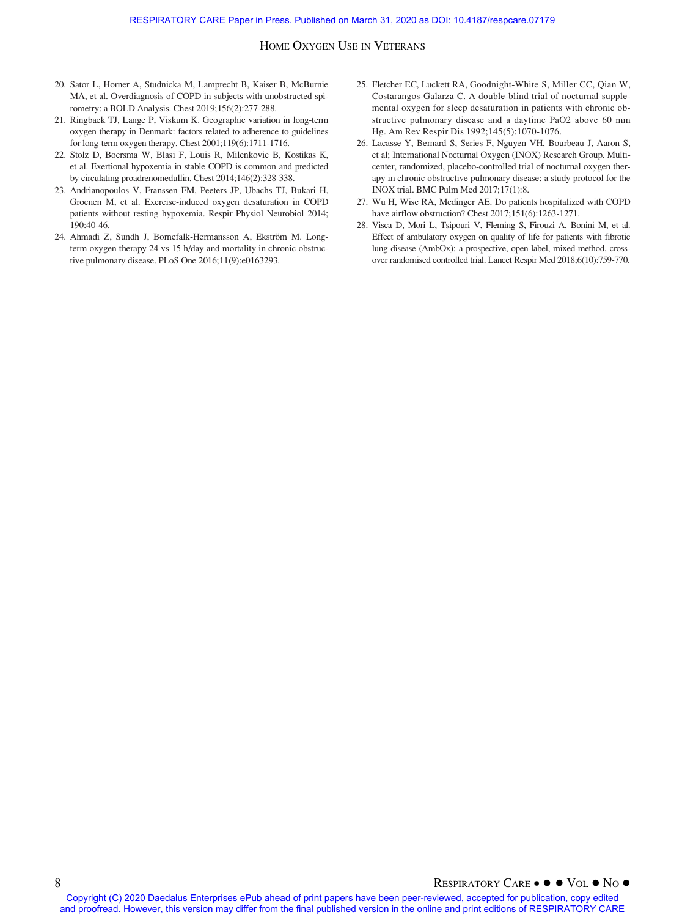20. Sator L, Horner A, Studnicka M, Lamprecht B, Kaiser B, McBurnie MA, et al. Overdiagnosis of COPD in subjects with unobstructed spirometry: a BOLD Analysis. Chest 2019;156(2):277-288.
21. Ringbaek TJ, Lange P, Viskum K. Geographic variation in long-term oxygen therapy in Denmark: factors related to adherence to guidelines for long-term oxygen therapy. Chest 2001;119(6):1711-1716.
22. Stolz D, Boersma W, Blasi F, Louis R, Milenkovic B, Kostikas K, et al. Exertional hypoxemia in stable COPD is common and predicted by circulating proadrenomedullin. Chest 2014;146(2):328-338.
23. Andrianopoulos V, Franssen FM, Peeters JP, Ubachs TJ, Bukari H, Groenen M, et al. Exercise-induced oxygen desaturation in COPD patients without resting hypoxemia. Respir Physiol Neurobiol 2014; 190:40-46.
24. Ahmadi Z, Sundh J, Bornefalk-Hermansson A, Ekström M. Long-term oxygen therapy 24 vs 15 h/day and mortality in chronic obstructive pulmonary disease. PLoS One 2016;11(9):e0163293.
25. Fletcher EC, Luckett RA, Goodnight-White S, Miller CC, Qian W, Costarangos-Galarza C. A double-blind trial of nocturnal supplemental oxygen for sleep desaturation in patients with chronic obstructive pulmonary disease and a daytime PaO2 above 60 mm Hg. Am Rev Respir Dis 1992;145(5):1070-1076.
26. Lacasse Y, Bernard S, Series F, Nguyen VH, Bourbeau J, Aaron S, et al; International Nocturnal Oxygen (INOX) Research Group. Multicenter, randomized, placebo-controlled trial of nocturnal oxygen therapy in chronic obstructive pulmonary disease: a study protocol for the INOX trial. BMC Pulm Med 2017;17(1):8.
27. Wu H, Wise RA, Medinger AE. Do patients hospitalized with COPD have airflow obstruction? Chest 2017;151(6):1263-1271.
28. Visca D, Mori L, Tsipouri V, Fleming S, Firouzi A, Bonini M, et al. Effect of ambulatory oxygen on quality of life for patients with fibrotic lung disease (AmbOx): a prospective, open-label, mixed-method, cross-over randomised controlled trial. Lancet Respir Med 2018;6(10):759-770.